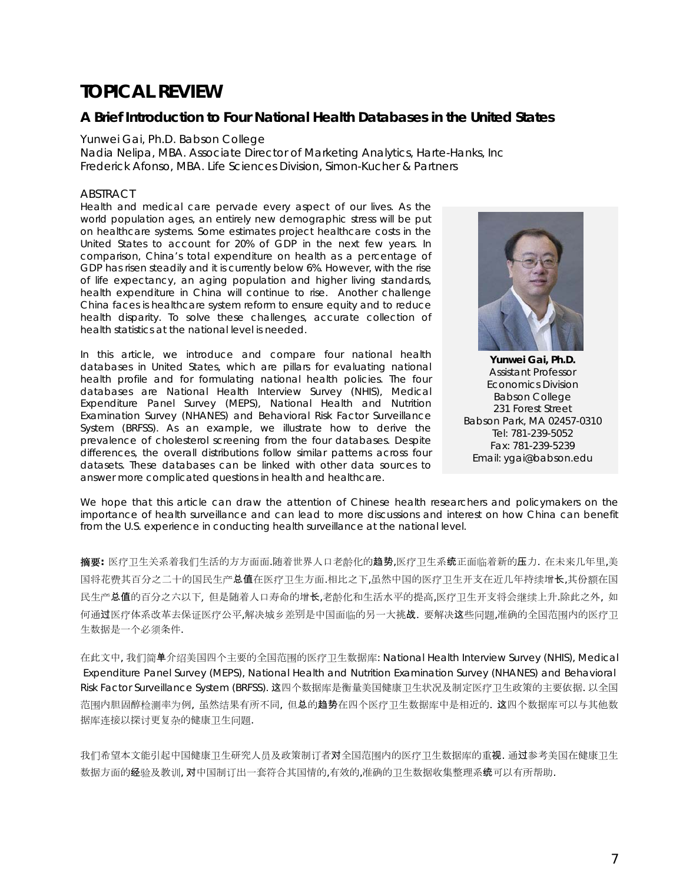# TOPICAL REVIEW

## A Brief Introduction to Four National Health Databases in the United States

Yunwei Gai, Ph.D. Babson College
Nadia Nelipa, MBA. Associate Director of Marketing Analytics, Harte-Hanks, Inc
Frederick Afonso, MBA. Life Sciences Division, Simon-Kucher & Partners

ABSTRACT

Health and medical care pervade every aspect of our lives. As the world population ages, an entirely new demographic stress will be put on healthcare systems. Some estimates project healthcare costs in the United States to account for 20% of GDP in the next few years. In comparison, China's total expenditure on health as a percentage of GDP has risen steadily and it is currently below 6%. However, with the rise of life expectancy, an aging population and higher living standards, health expenditure in China will continue to rise. Another challenge China faces is healthcare system reform to ensure equity and to reduce health disparity. To solve these challenges, accurate collection of health statistics at the national level is needed.

In this article, we introduce and compare four national health databases in United States, which are pillars for evaluating national health profile and for formulating national health policies. The four databases are National Health Interview Survey (NHIS), Medical Expenditure Panel Survey (MEPS), National Health and Nutrition Examination Survey (NHANES) and Behavioral Risk Factor Surveillance System (BRFSS). As an example, we illustrate how to derive the prevalence of cholesterol screening from the four databases. Despite differences, the overall distributions follow similar patterns across four datasets. These databases can be linked with other data sources to answer more complicated questions in health and healthcare.

**Yunwei Gai, Ph.D.**
Assistant Professor
Economics Division
Babson College
231 Forest Street
Babson Park, MA 02457-0310
Tel: 781-239-5052
Fax: 781-239-5239
Email: ygai@babson.edu

We hope that this article can draw the attention of Chinese health researchers and policymakers on the importance of health surveillance and can lead to more discussions and interest on how China can benefit from the U.S. experience in conducting health surveillance at the national level.

**摘要:** 医疗卫生关系着我们生活的方方面面.随着世界人口老龄化的趋势,医疗卫生系统正面临着新的压力. 在未来几年里,美国将花费其百分之二十的国民生产总值在医疗卫生方面.相比之下,虽然中国的医疗卫生开支在近几年持续增长,其份额在国民生产总值的百分之六以下, 但是随着人口寿命的增长,老龄化和生活水平的提高,医疗卫生开支将会继续上升.除此之外, 如何通过医疗体系改革去保证医疗公平,解决城乡差别是中国面临的另一大挑战. 要解决这些问题,准确的全国范围内的医疗卫生数据是一个必须条件.

在此文中, 我们简单介绍美国四个主要的全国范围的医疗卫生数据库: National Health Interview Survey (NHIS), Medical Expenditure Panel Survey (MEPS), National Health and Nutrition Examination Survey (NHANES) and Behavioral Risk Factor Surveillance System (BRFSS). 这四个数据库是衡量美国健康卫生状况及制定医疗卫生政策的主要依据. 以全国范围内胆固醇检测率为例, 虽然结果有所不同, 但总的趋势在四个医疗卫生数据库中是相近的. 这四个数据库可以与其他数据库连接以探讨更复杂的健康卫生问题.

我们希望本文能引起中国健康卫生研究人员及政策制订者对全国范围内的医疗卫生数据库的重视. 通过参考美国在健康卫生数据方面的经验及教训, 对中国制订出一套符合其国情的,有效的,准确的卫生数据收集整理系统可以有所帮助.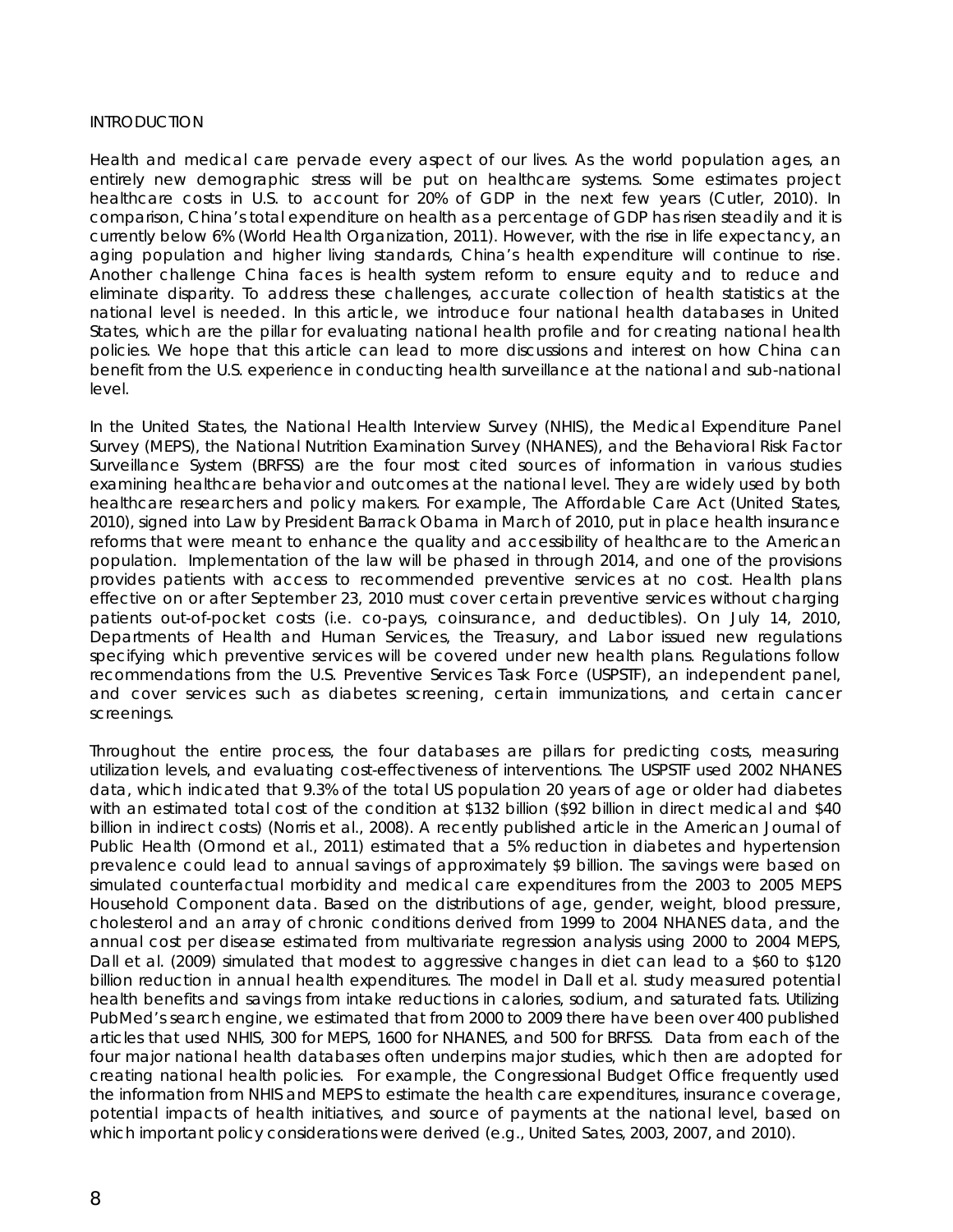## INTRODUCTION

Health and medical care pervade every aspect of our lives. As the world population ages, an entirely new demographic stress will be put on healthcare systems. Some estimates project healthcare costs in U.S. to account for 20% of GDP in the next few years (Cutler, 2010). In comparison, China's total expenditure on health as a percentage of GDP has risen steadily and it is currently below 6% (World Health Organization, 2011). However, with the rise in life expectancy, an aging population and higher living standards, China's health expenditure will continue to rise. Another challenge China faces is health system reform to ensure equity and to reduce and eliminate disparity. To address these challenges, accurate collection of health statistics at the national level is needed. In this article, we introduce four national health databases in United States, which are the pillar for evaluating national health profile and for creating national health policies. We hope that this article can lead to more discussions and interest on how China can benefit from the U.S. experience in conducting health surveillance at the national and sub-national level.

In the United States, the National Health Interview Survey (NHIS), the Medical Expenditure Panel Survey (MEPS), the National Nutrition Examination Survey (NHANES), and the Behavioral Risk Factor Surveillance System (BRFSS) are the four most cited sources of information in various studies examining healthcare behavior and outcomes at the national level. They are widely used by both healthcare researchers and policy makers. For example, The Affordable Care Act (United States, 2010), signed into Law by President Barrack Obama in March of 2010, put in place health insurance reforms that were meant to enhance the quality and accessibility of healthcare to the American population. Implementation of the law will be phased in through 2014, and one of the provisions provides patients with access to recommended preventive services at no cost. Health plans effective on or after September 23, 2010 must cover certain preventive services without charging patients out-of-pocket costs (i.e. co-pays, coinsurance, and deductibles). On July 14, 2010, Departments of Health and Human Services, the Treasury, and Labor issued new regulations specifying which preventive services will be covered under new health plans. Regulations follow recommendations from the U.S. Preventive Services Task Force (USPSTF), an independent panel, and cover services such as diabetes screening, certain immunizations, and certain cancer screenings.

Throughout the entire process, the four databases are pillars for predicting costs, measuring utilization levels, and evaluating cost-effectiveness of interventions. The USPSTF used 2002 NHANES data, which indicated that 9.3% of the total US population 20 years of age or older had diabetes with an estimated total cost of the condition at $132 billion ($92 billion in direct medical and $40 billion in indirect costs) (Norris et al., 2008). A recently published article in the American Journal of Public Health (Ormond et al., 2011) estimated that a 5% reduction in diabetes and hypertension prevalence could lead to annual savings of approximately $9 billion. The savings were based on simulated counterfactual morbidity and medical care expenditures from the 2003 to 2005 MEPS Household Component data. Based on the distributions of age, gender, weight, blood pressure, cholesterol and an array of chronic conditions derived from 1999 to 2004 NHANES data, and the annual cost per disease estimated from multivariate regression analysis using 2000 to 2004 MEPS, Dall et al. (2009) simulated that modest to aggressive changes in diet can lead to a $60 to $120 billion reduction in annual health expenditures. The model in Dall et al. study measured potential health benefits and savings from intake reductions in calories, sodium, and saturated fats. Utilizing PubMed's search engine, we estimated that from 2000 to 2009 there have been over 400 published articles that used NHIS, 300 for MEPS, 1600 for NHANES, and 500 for BRFSS. Data from each of the four major national health databases often underpins major studies, which then are adopted for creating national health policies. For example, the Congressional Budget Office frequently used the information from NHIS and MEPS to estimate the health care expenditures, insurance coverage, potential impacts of health initiatives, and source of payments at the national level, based on which important policy considerations were derived (e.g., United Sates, 2003, 2007, and 2010).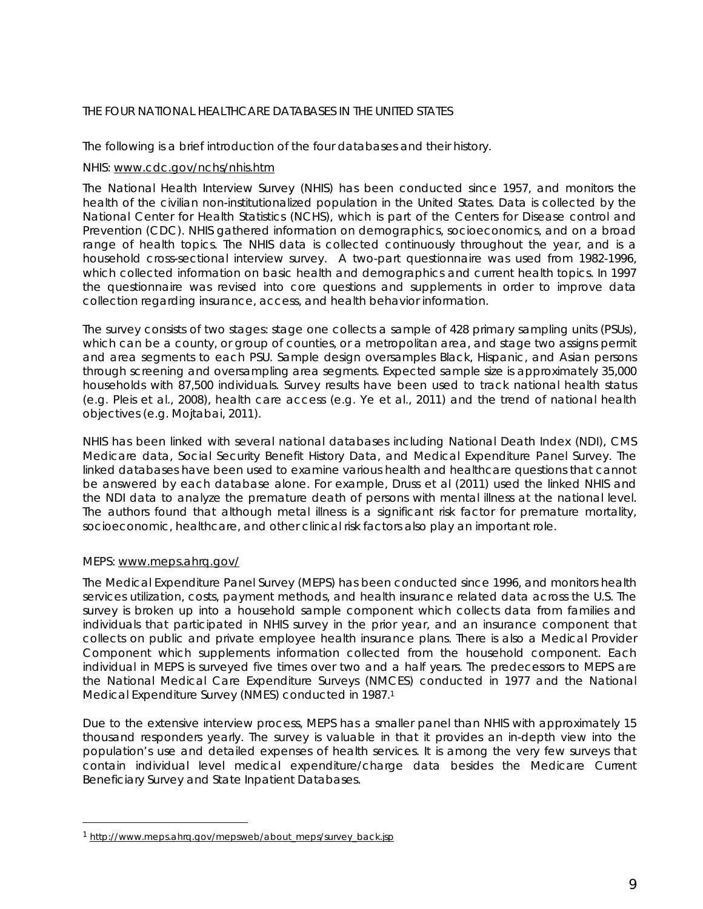THE FOUR NATIONAL HEALTHCARE DATABASES IN THE UNITED STATES

The following is a brief introduction of the four databases and their history.

NHIS: www.cdc.gov/nchs/nhis.htm

The National Health Interview Survey (NHIS) has been conducted since 1957, and monitors the health of the civilian non-institutionalized population in the United States. Data is collected by the National Center for Health Statistics (NCHS), which is part of the Centers for Disease control and Prevention (CDC). NHIS gathered information on demographics, socioeconomics, and on a broad range of health topics. The NHIS data is collected continuously throughout the year, and is a household cross-sectional interview survey. A two-part questionnaire was used from 1982-1996, which collected information on basic health and demographics and current health topics. In 1997 the questionnaire was revised into core questions and supplements in order to improve data collection regarding insurance, access, and health behavior information.

The survey consists of two stages: stage one collects a sample of 428 primary sampling units (PSUs), which can be a county, or group of counties, or a metropolitan area, and stage two assigns permit and area segments to each PSU. Sample design oversamples Black, Hispanic, and Asian persons through screening and oversampling area segments. Expected sample size is approximately 35,000 households with 87,500 individuals. Survey results have been used to track national health status (e.g. Pleis et al., 2008), health care access (e.g. Ye et al., 2011) and the trend of national health objectives (e.g. Mojtabai, 2011).

NHIS has been linked with several national databases including National Death Index (NDI), CMS Medicare data, Social Security Benefit History Data, and Medical Expenditure Panel Survey. The linked databases have been used to examine various health and healthcare questions that cannot be answered by each database alone. For example, Druss et al (2011) used the linked NHIS and the NDI data to analyze the premature death of persons with mental illness at the national level. The authors found that although metal illness is a significant risk factor for premature mortality, socioeconomic, healthcare, and other clinical risk factors also play an important role.

MEPS: www.meps.ahrq.gov/

The Medical Expenditure Panel Survey (MEPS) has been conducted since 1996, and monitors health services utilization, costs, payment methods, and health insurance related data across the U.S. The survey is broken up into a household sample component which collects data from families and individuals that participated in NHIS survey in the prior year, and an insurance component that collects on public and private employee health insurance plans. There is also a Medical Provider Component which supplements information collected from the household component. Each individual in MEPS is surveyed five times over two and a half years. The predecessors to MEPS are the National Medical Care Expenditure Surveys (NMCES) conducted in 1977 and the National Medical Expenditure Survey (NMES) conducted in 1987.[1]

Due to the extensive interview process, MEPS has a smaller panel than NHIS with approximately 15 thousand responders yearly. The survey is valuable in that it provides an in-depth view into the population's use and detailed expenses of health services. It is among the very few surveys that contain individual level medical expenditure/charge data besides the Medicare Current Beneficiary Survey and State Inpatient Databases.

---

[1] http://www.meps.ahrq.gov/mepsweb/about_meps/survey_back.jsp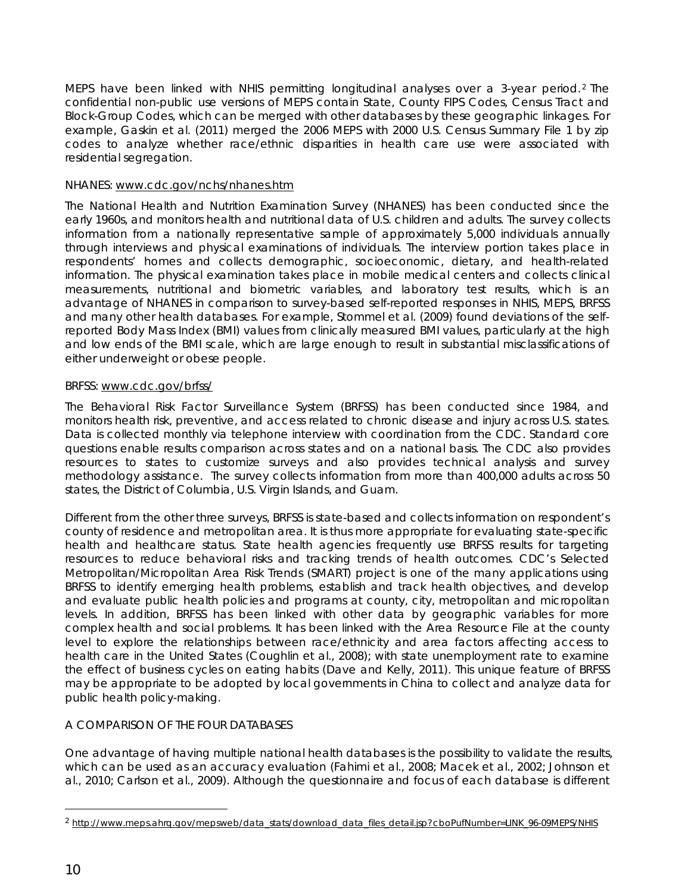MEPS have been linked with NHIS permitting longitudinal analyses over a 3-year period.[2] The confidential non-public use versions of MEPS contain State, County FIPS Codes, Census Tract and Block-Group Codes, which can be merged with other databases by these geographic linkages. For example, Gaskin et al. (2011) merged the 2006 MEPS with 2000 U.S. Census Summary File 1 by zip codes to analyze whether race/ethnic disparities in health care use were associated with residential segregation.

NHANES: www.cdc.gov/nchs/nhanes.htm

The National Health and Nutrition Examination Survey (NHANES) has been conducted since the early 1960s, and monitors health and nutritional data of U.S. children and adults. The survey collects information from a nationally representative sample of approximately 5,000 individuals annually through interviews and physical examinations of individuals. The interview portion takes place in respondents' homes and collects demographic, socioeconomic, dietary, and health-related information. The physical examination takes place in mobile medical centers and collects clinical measurements, nutritional and biometric variables, and laboratory test results, which is an advantage of NHANES in comparison to survey-based self-reported responses in NHIS, MEPS, BRFSS and many other health databases. For example, Stommel et al. (2009) found deviations of the self-reported Body Mass Index (BMI) values from clinically measured BMI values, particularly at the high and low ends of the BMI scale, which are large enough to result in substantial misclassifications of either underweight or obese people.

BRFSS: www.cdc.gov/brfss/

The Behavioral Risk Factor Surveillance System (BRFSS) has been conducted since 1984, and monitors health risk, preventive, and access related to chronic disease and injury across U.S. states. Data is collected monthly via telephone interview with coordination from the CDC. Standard core questions enable results comparison across states and on a national basis. The CDC also provides resources to states to customize surveys and also provides technical analysis and survey methodology assistance. The survey collects information from more than 400,000 adults across 50 states, the District of Columbia, U.S. Virgin Islands, and Guam.

Different from the other three surveys, BRFSS is state-based and collects information on respondent's county of residence and metropolitan area. It is thus more appropriate for evaluating state-specific health and healthcare status. State health agencies frequently use BRFSS results for targeting resources to reduce behavioral risks and tracking trends of health outcomes. CDC's Selected Metropolitan/Micropolitan Area Risk Trends (SMART) project is one of the many applications using BRFSS to identify emerging health problems, establish and track health objectives, and develop and evaluate public health policies and programs at county, city, metropolitan and micropolitan levels. In addition, BRFSS has been linked with other data by geographic variables for more complex health and social problems. It has been linked with the Area Resource File at the county level to explore the relationships between race/ethnicity and area factors affecting access to health care in the United States (Coughlin et al., 2008); with state unemployment rate to examine the effect of business cycles on eating habits (Dave and Kelly, 2011). This unique feature of BRFSS may be appropriate to be adopted by local governments in China to collect and analyze data for public health policy-making.

A COMPARISON OF THE FOUR DATABASES

One advantage of having multiple national health databases is the possibility to validate the results, which can be used as an accuracy evaluation (Fahimi et al., 2008; Macek et al., 2002; Johnson et al., 2010; Carlson et al., 2009). Although the questionnaire and focus of each database is different

[2] http://www.meps.ahrq.gov/mepsweb/data_stats/download_data_files_detail.jsp?cboPufNumber=LINK_96-09MEPS/NHIS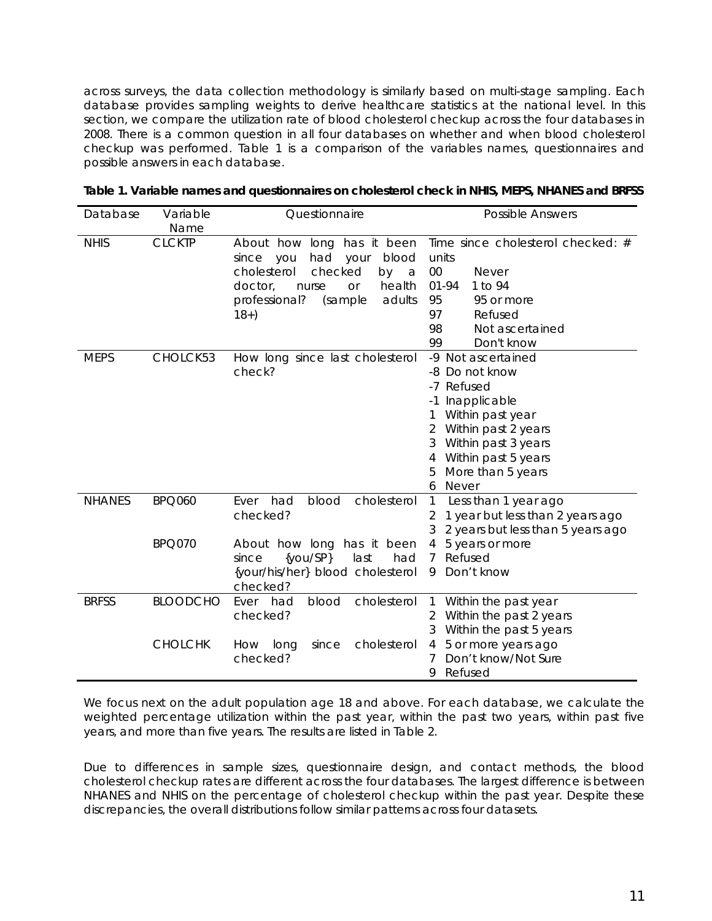across surveys, the data collection methodology is similarly based on multi-stage sampling. Each database provides sampling weights to derive healthcare statistics at the national level. In this section, we compare the utilization rate of blood cholesterol checkup across the four databases in 2008. There is a common question in all four databases on whether and when blood cholesterol checkup was performed. Table 1 is a comparison of the variables names, questionnaires and possible answers in each database.

**Table 1. Variable names and questionnaires on cholesterol check in NHIS, MEPS, NHANES and BRFSS**

| Database | Variable Name | Questionnaire | Possible Answers |
|---|---|---|---|
| NHIS | CLCKTP | About how long has it been since you had your blood cholesterol checked by a doctor, nurse or health professional? (sample adults 18+) | Time since cholesterol checked: # units<br>00 Never<br>01-94 1 to 94<br>95 95 or more<br>97 Refused<br>98 Not ascertained<br>99 Don't know |
| MEPS | CHOLCK53 | How long since last cholesterol check? | -9 Not ascertained<br>-8 Do not know<br>-7 Refused<br>-1 Inapplicable<br>1 Within past year<br>2 Within past 2 years<br>3 Within past 3 years<br>4 Within past 5 years<br>5 More than 5 years<br>6 Never |
| NHANES | BPQ060 | Ever had blood cholesterol checked? | 1 Less than 1 year ago<br>2 1 year but less than 2 years ago<br>3 2 years but less than 5 years ago |
| | BPQ070 | About how long has it been since {you/SP} last had {your/his/her} blood cholesterol checked? | 4 5 years or more<br>7 Refused<br>9 Don't know |
| BRFSS | BLOODCHO | Ever had blood cholesterol checked? | 1 Within the past year<br>2 Within the past 2 years<br>3 Within the past 5 years |
| | CHOLCHK | How long since cholesterol checked? | 4 5 or more years ago<br>7 Don't know/Not Sure<br>9 Refused |

We focus next on the adult population age 18 and above. For each database, we calculate the weighted percentage utilization within the past year, within the past two years, within past five years, and more than five years. The results are listed in Table 2.

Due to differences in sample sizes, questionnaire design, and contact methods, the blood cholesterol checkup rates are different across the four databases. The largest difference is between NHANES and NHIS on the percentage of cholesterol checkup within the past year. Despite these discrepancies, the overall distributions follow similar patterns across four datasets.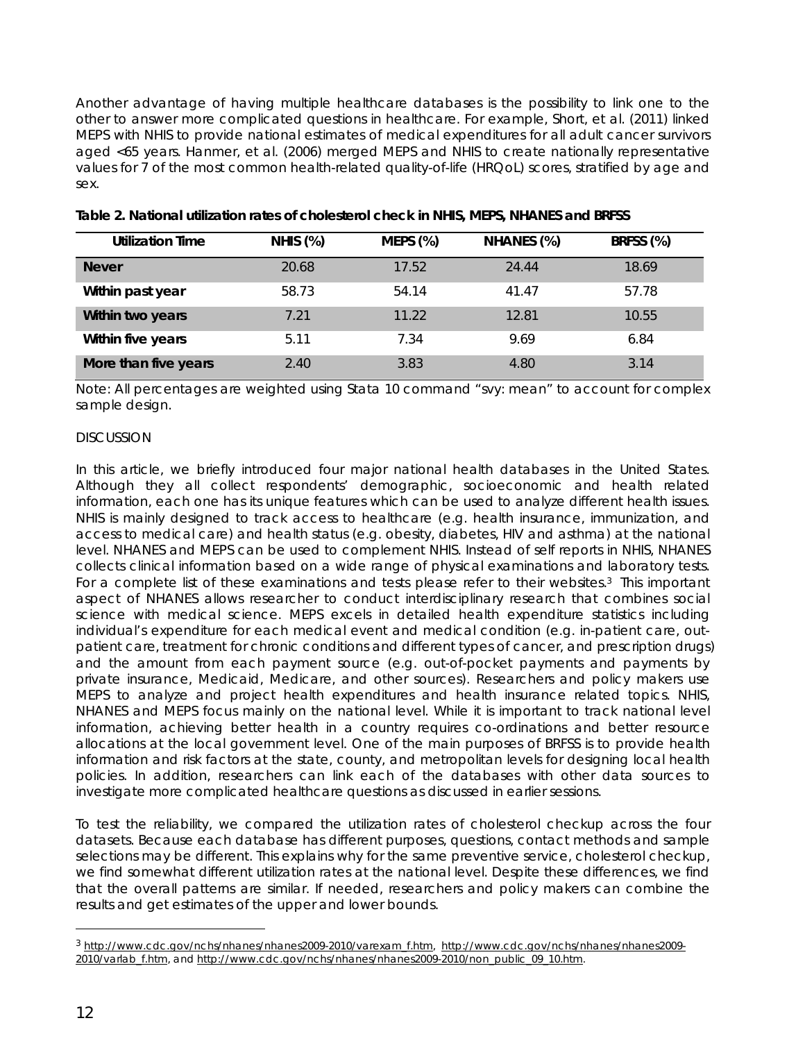Another advantage of having multiple healthcare databases is the possibility to link one to the other to answer more complicated questions in healthcare. For example, Short, et al. (2011) linked MEPS with NHIS to provide national estimates of medical expenditures for all adult cancer survivors aged <65 years. Hanmer, et al. (2006) merged MEPS and NHIS to create nationally representative values for 7 of the most common health-related quality-of-life (HRQoL) scores, stratified by age and sex.

**Table 2. National utilization rates of cholesterol check in NHIS, MEPS, NHANES and BRFSS**

| Utilization Time | NHIS (%) | MEPS (%) | NHANES (%) | BRFSS (%) |
|---|---|---|---|---|
| **Never** | 20.68 | 17.52 | 24.44 | 18.69 |
| **Within past year** | 58.73 | 54.14 | 41.47 | 57.78 |
| **Within two years** | 7.21 | 11.22 | 12.81 | 10.55 |
| **Within five years** | 5.11 | 7.34 | 9.69 | 6.84 |
| **More than five years** | 2.40 | 3.83 | 4.80 | 3.14 |

Note: All percentages are weighted using Stata 10 command "svy: mean" to account for complex sample design.

DISCUSSION

In this article, we briefly introduced four major national health databases in the United States. Although they all collect respondents' demographic, socioeconomic and health related information, each one has its unique features which can be used to analyze different health issues. NHIS is mainly designed to track access to healthcare (e.g. health insurance, immunization, and access to medical care) and health status (e.g. obesity, diabetes, HIV and asthma) at the national level. NHANES and MEPS can be used to complement NHIS. Instead of self reports in NHIS, NHANES collects clinical information based on a wide range of physical examinations and laboratory tests. For a complete list of these examinations and tests please refer to their websites.[3] This important aspect of NHANES allows researcher to conduct interdisciplinary research that combines social science with medical science. MEPS excels in detailed health expenditure statistics including individual's expenditure for each medical event and medical condition (e.g. in-patient care, out-patient care, treatment for chronic conditions and different types of cancer, and prescription drugs) and the amount from each payment source (e.g. out-of-pocket payments and payments by private insurance, Medicaid, Medicare, and other sources). Researchers and policy makers use MEPS to analyze and project health expenditures and health insurance related topics. NHIS, NHANES and MEPS focus mainly on the national level. While it is important to track national level information, achieving better health in a country requires co-ordinations and better resource allocations at the local government level. One of the main purposes of BRFSS is to provide health information and risk factors at the state, county, and metropolitan levels for designing local health policies. In addition, researchers can link each of the databases with other data sources to investigate more complicated healthcare questions as discussed in earlier sessions.

To test the reliability, we compared the utilization rates of cholesterol checkup across the four datasets. Because each database has different purposes, questions, contact methods and sample selections may be different. This explains why for the same preventive service, cholesterol checkup, we find somewhat different utilization rates at the national level. Despite these differences, we find that the overall patterns are similar. If needed, researchers and policy makers can combine the results and get estimates of the upper and lower bounds.

[3] http://www.cdc.gov/nchs/nhanes/nhanes2009-2010/varexam_f.htm, http://www.cdc.gov/nchs/nhanes/nhanes2009-2010/varlab_f.htm, and http://www.cdc.gov/nchs/nhanes/nhanes2009-2010/non_public_09_10.htm.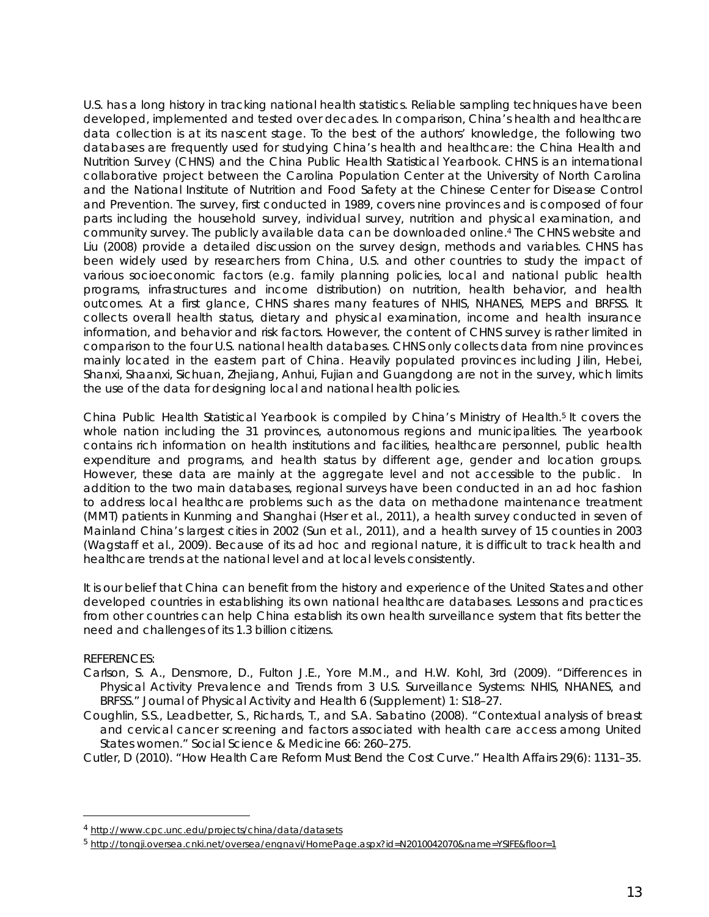U.S. has a long history in tracking national health statistics. Reliable sampling techniques have been developed, implemented and tested over decades. In comparison, China's health and healthcare data collection is at its nascent stage. To the best of the authors' knowledge, the following two databases are frequently used for studying China's health and healthcare: the China Health and Nutrition Survey (CHNS) and the China Public Health Statistical Yearbook. CHNS is an international collaborative project between the Carolina Population Center at the University of North Carolina and the National Institute of Nutrition and Food Safety at the Chinese Center for Disease Control and Prevention. The survey, first conducted in 1989, covers nine provinces and is composed of four parts including the household survey, individual survey, nutrition and physical examination, and community survey. The publicly available data can be downloaded online.[4] The CHNS website and Liu (2008) provide a detailed discussion on the survey design, methods and variables. CHNS has been widely used by researchers from China, U.S. and other countries to study the impact of various socioeconomic factors (e.g. family planning policies, local and national public health programs, infrastructures and income distribution) on nutrition, health behavior, and health outcomes. At a first glance, CHNS shares many features of NHIS, NHANES, MEPS and BRFSS. It collects overall health status, dietary and physical examination, income and health insurance information, and behavior and risk factors. However, the content of CHNS survey is rather limited in comparison to the four U.S. national health databases. CHNS only collects data from nine provinces mainly located in the eastern part of China. Heavily populated provinces including Jilin, Hebei, Shanxi, Shaanxi, Sichuan, Zhejiang, Anhui, Fujian and Guangdong are not in the survey, which limits the use of the data for designing local and national health policies.

China Public Health Statistical Yearbook is compiled by China's Ministry of Health.[5] It covers the whole nation including the 31 provinces, autonomous regions and municipalities. The yearbook contains rich information on health institutions and facilities, healthcare personnel, public health expenditure and programs, and health status by different age, gender and location groups. However, these data are mainly at the aggregate level and not accessible to the public. In addition to the two main databases, regional surveys have been conducted in an ad hoc fashion to address local healthcare problems such as the data on methadone maintenance treatment (MMT) patients in Kunming and Shanghai (Hser et al., 2011), a health survey conducted in seven of Mainland China's largest cities in 2002 (Sun et al., 2011), and a health survey of 15 counties in 2003 (Wagstaff et al., 2009). Because of its ad hoc and regional nature, it is difficult to track health and healthcare trends at the national level and at local levels consistently.

It is our belief that China can benefit from the history and experience of the United States and other developed countries in establishing its own national healthcare databases. Lessons and practices from other countries can help China establish its own health surveillance system that fits better the need and challenges of its 1.3 billion citizens.

REFERENCES:

Carlson, S. A., Densmore, D., Fulton J.E., Yore M.M., and H.W. Kohl, 3rd (2009). "Differences in Physical Activity Prevalence and Trends from 3 U.S. Surveillance Systems: NHIS, NHANES, and BRFSS." Journal of Physical Activity and Health 6 (Supplement) 1: S18–27.

Coughlin, S.S., Leadbetter, S., Richards, T., and S.A. Sabatino (2008). "Contextual analysis of breast and cervical cancer screening and factors associated with health care access among United States women." Social Science & Medicine 66: 260–275.

Cutler, D (2010). "How Health Care Reform Must Bend the Cost Curve." Health Affairs 29(6): 1131–35.

---

[4] http://www.cpc.unc.edu/projects/china/data/datasets

[5] http://tongji.oversea.cnki.net/oversea/engnavi/HomePage.aspx?id=N2010042070&name=YSIFE&floor=1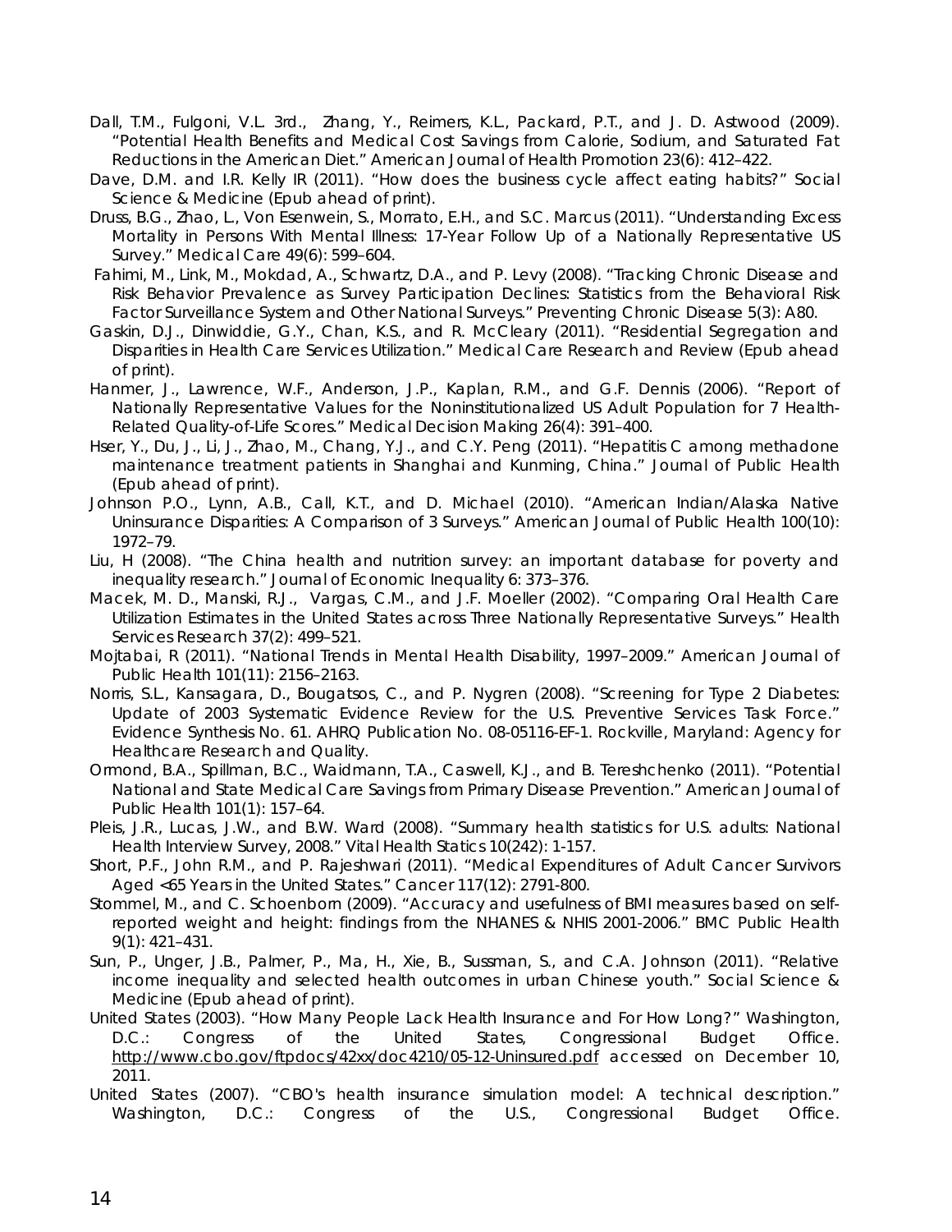Dall, T.M., Fulgoni, V.L. 3rd., Zhang, Y., Reimers, K.L., Packard, P.T., and J. D. Astwood (2009). "Potential Health Benefits and Medical Cost Savings from Calorie, Sodium, and Saturated Fat Reductions in the American Diet." American Journal of Health Promotion 23(6): 412–422.

Dave, D.M. and I.R. Kelly IR (2011). "How does the business cycle affect eating habits?" Social Science & Medicine (Epub ahead of print).

Druss, B.G., Zhao, L., Von Esenwein, S., Morrato, E.H., and S.C. Marcus (2011). "Understanding Excess Mortality in Persons With Mental Illness: 17-Year Follow Up of a Nationally Representative US Survey." Medical Care 49(6): 599–604.

Fahimi, M., Link, M., Mokdad, A., Schwartz, D.A., and P. Levy (2008). "Tracking Chronic Disease and Risk Behavior Prevalence as Survey Participation Declines: Statistics from the Behavioral Risk Factor Surveillance System and Other National Surveys." Preventing Chronic Disease 5(3): A80.

Gaskin, D.J., Dinwiddie, G.Y., Chan, K.S., and R. McCleary (2011). "Residential Segregation and Disparities in Health Care Services Utilization." Medical Care Research and Review (Epub ahead of print).

Hanmer, J., Lawrence, W.F., Anderson, J.P., Kaplan, R.M., and G.F. Dennis (2006). "Report of Nationally Representative Values for the Noninstitutionalized US Adult Population for 7 Health-Related Quality-of-Life Scores." Medical Decision Making 26(4): 391–400.

Hser, Y., Du, J., Li, J., Zhao, M., Chang, Y.J., and C.Y. Peng (2011). "Hepatitis C among methadone maintenance treatment patients in Shanghai and Kunming, China." Journal of Public Health (Epub ahead of print).

Johnson P.O., Lynn, A.B., Call, K.T., and D. Michael (2010). "American Indian/Alaska Native Uninsurance Disparities: A Comparison of 3 Surveys." American Journal of Public Health 100(10): 1972–79.

Liu, H (2008). "The China health and nutrition survey: an important database for poverty and inequality research." Journal of Economic Inequality 6: 373–376.

Macek, M. D., Manski, R.J., Vargas, C.M., and J.F. Moeller (2002). "Comparing Oral Health Care Utilization Estimates in the United States across Three Nationally Representative Surveys." Health Services Research 37(2): 499–521.

Mojtabai, R (2011). "National Trends in Mental Health Disability, 1997–2009." American Journal of Public Health 101(11): 2156–2163.

Norris, S.L., Kansagara, D., Bougatsos, C., and P. Nygren (2008). "Screening for Type 2 Diabetes: Update of 2003 Systematic Evidence Review for the U.S. Preventive Services Task Force." Evidence Synthesis No. 61. AHRQ Publication No. 08-05116-EF-1. Rockville, Maryland: Agency for Healthcare Research and Quality.

Ormond, B.A., Spillman, B.C., Waidmann, T.A., Caswell, K.J., and B. Tereshchenko (2011). "Potential National and State Medical Care Savings from Primary Disease Prevention." American Journal of Public Health 101(1): 157–64.

Pleis, J.R., Lucas, J.W., and B.W. Ward (2008). "Summary health statistics for U.S. adults: National Health Interview Survey, 2008." Vital Health Statics 10(242): 1-157.

Short, P.F., John R.M., and P. Rajeshwari (2011). "Medical Expenditures of Adult Cancer Survivors Aged <65 Years in the United States." Cancer 117(12): 2791-800.

Stommel, M., and C. Schoenborn (2009). "Accuracy and usefulness of BMI measures based on self-reported weight and height: findings from the NHANES & NHIS 2001-2006." BMC Public Health 9(1): 421–431.

Sun, P., Unger, J.B., Palmer, P., Ma, H., Xie, B., Sussman, S., and C.A. Johnson (2011). "Relative income inequality and selected health outcomes in urban Chinese youth." Social Science & Medicine (Epub ahead of print).

United States (2003). "How Many People Lack Health Insurance and For How Long?" Washington, D.C.: Congress of the United States, Congressional Budget Office. http://www.cbo.gov/ftpdocs/42xx/doc4210/05-12-Uninsured.pdf accessed on December 10, 2011.

United States (2007). "CBO's health insurance simulation model: A technical description." Washington, D.C.: Congress of the U.S., Congressional Budget Office.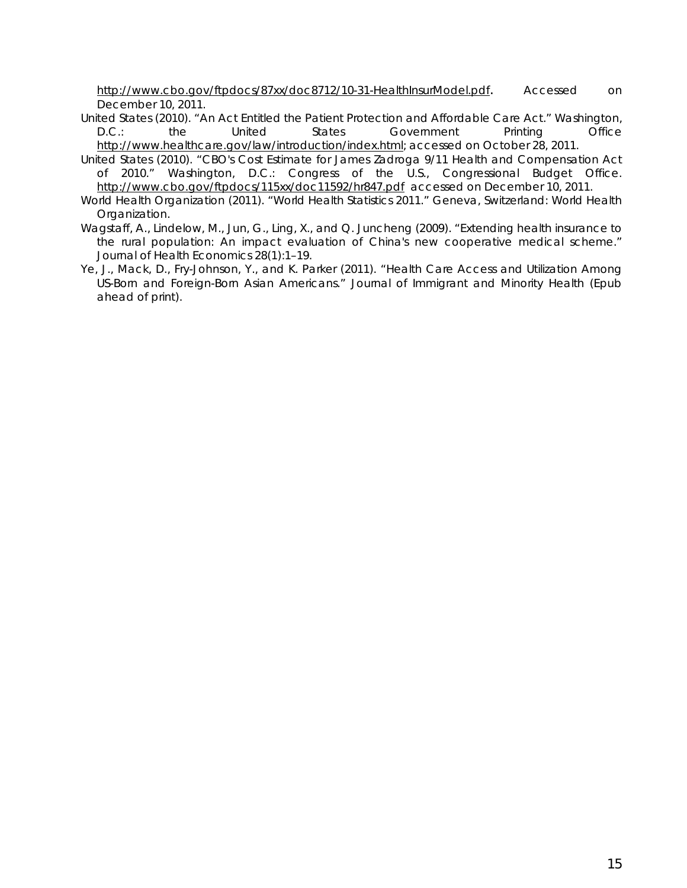http://www.cbo.gov/ftpdocs/87xx/doc8712/10-31-HealthInsurModel.pdf. Accessed on December 10, 2011.

United States (2010). "An Act Entitled the Patient Protection and Affordable Care Act." Washington, D.C.: the United States Government Printing Office http://www.healthcare.gov/law/introduction/index.html; accessed on October 28, 2011.

United States (2010). "CBO's Cost Estimate for James Zadroga 9/11 Health and Compensation Act of 2010." Washington, D.C.: Congress of the U.S., Congressional Budget Office. http://www.cbo.gov/ftpdocs/115xx/doc11592/hr847.pdf accessed on December 10, 2011.

World Health Organization (2011). "World Health Statistics 2011." Geneva, Switzerland: World Health Organization.

Wagstaff, A., Lindelow, M., Jun, G., Ling, X., and Q. Juncheng (2009). "Extending health insurance to the rural population: An impact evaluation of China's new cooperative medical scheme." Journal of Health Economics 28(1):1–19.

Ye, J., Mack, D., Fry-Johnson, Y., and K. Parker (2011). "Health Care Access and Utilization Among US-Born and Foreign-Born Asian Americans." Journal of Immigrant and Minority Health (Epub ahead of print).